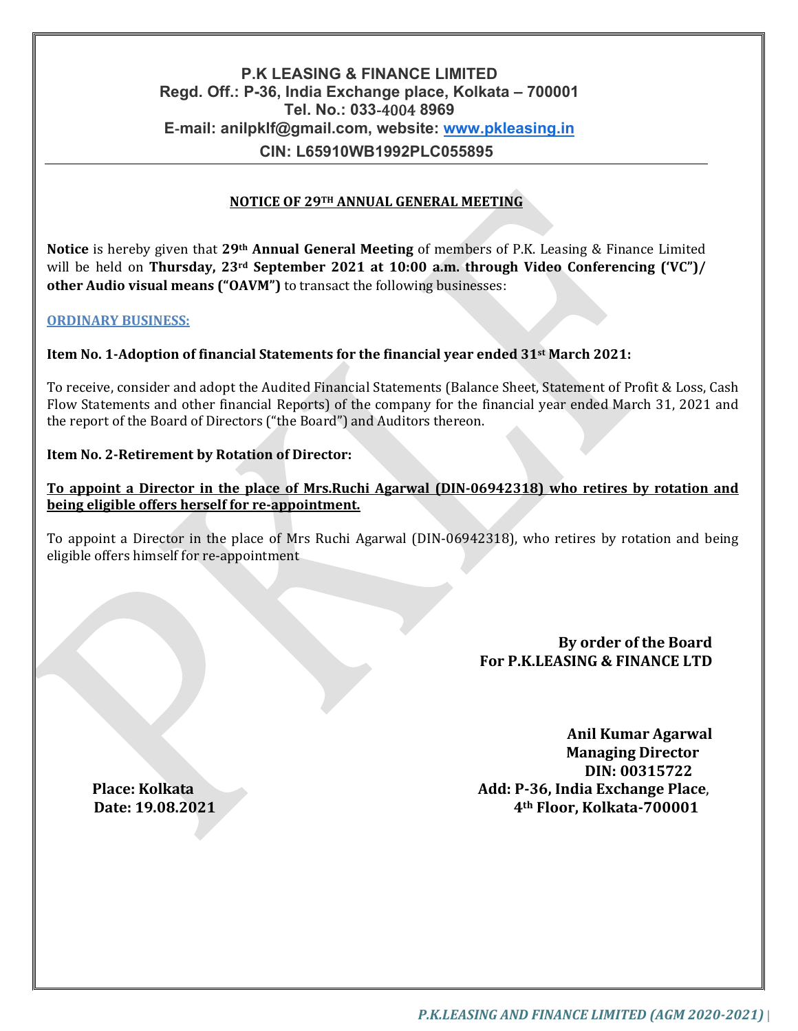# P.K LEASING & FINANCE LIMITED

**Regd. Off.: P-36, India Exchange place, Kolkata – 700001**
**Tel. No.: 033-4004 8969**
**E-mail: anilpklf@gmail.com, website: www.pkleasing.in**
**CIN: L65910WB1992PLC055895**

---

## NOTICE OF 29TH ANNUAL GENERAL MEETING

**Notice** is hereby given that **29th Annual General Meeting** of members of P.K. Leasing & Finance Limited will be held on **Thursday, 23rd September 2021 at 10:00 a.m. through Video Conferencing ('VC")/ other Audio visual means ("OAVM")** to transact the following businesses:

### ORDINARY BUSINESS:

**Item No. 1-Adoption of financial Statements for the financial year ended 31st March 2021:**

To receive, consider and adopt the Audited Financial Statements (Balance Sheet, Statement of Profit & Loss, Cash Flow Statements and other financial Reports) of the company for the financial year ended March 31, 2021 and the report of the Board of Directors ("the Board") and Auditors thereon.

**Item No. 2-Retirement by Rotation of Director:**

**To appoint a Director in the place of Mrs.Ruchi Agarwal (DIN-06942318) who retires by rotation and being eligible offers herself for re-appointment.**

To appoint a Director in the place of Mrs Ruchi Agarwal (DIN-06942318), who retires by rotation and being eligible offers himself for re-appointment

**By order of the Board**
**For P.K.LEASING & FINANCE LTD**

**Anil Kumar Agarwal**
**Managing Director**
**DIN: 00315722**
**Add: P-36, India Exchange Place,**
**4th Floor, Kolkata-700001**

**Place: Kolkata**
**Date: 19.08.2021**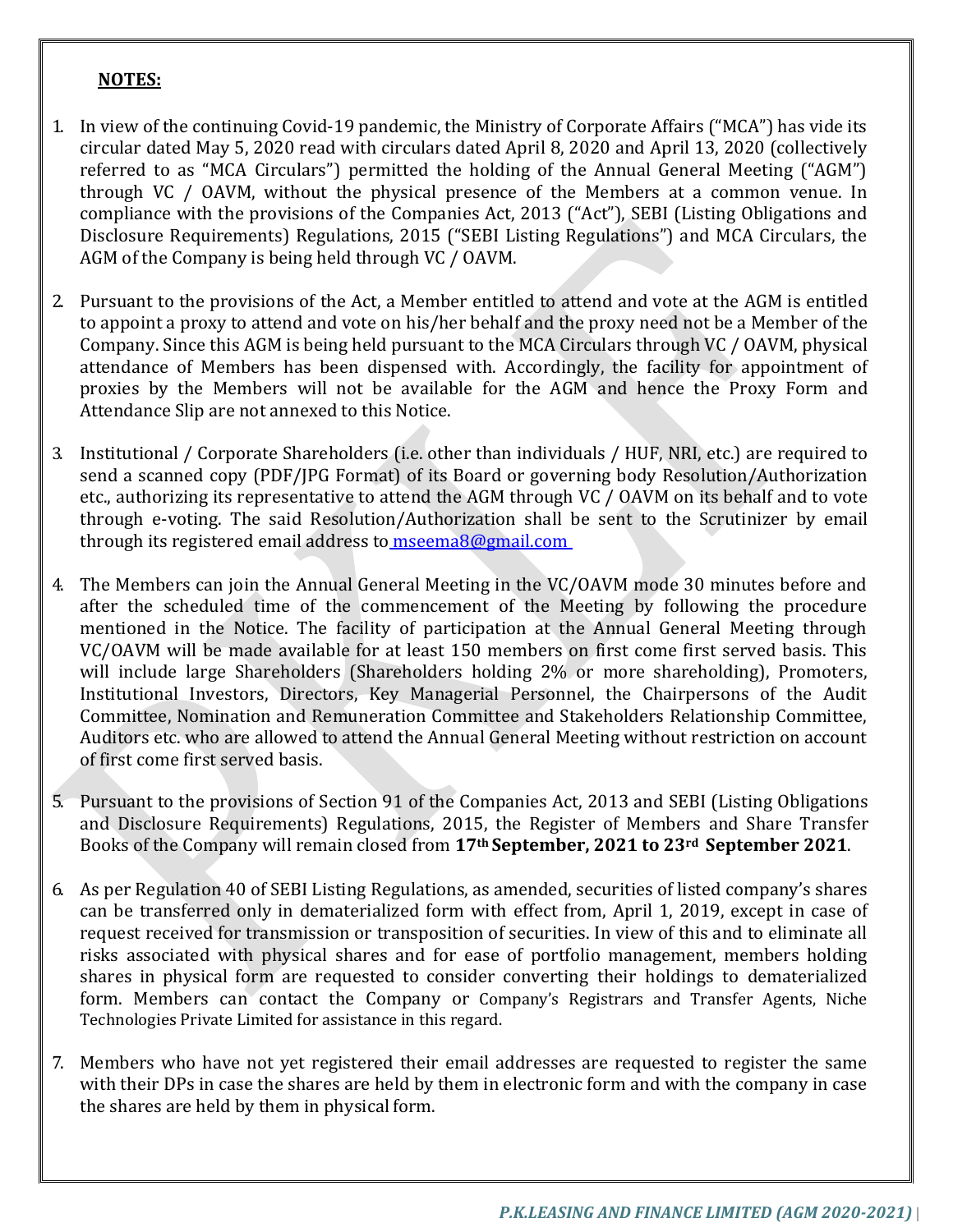**NOTES:**

1. In view of the continuing Covid-19 pandemic, the Ministry of Corporate Affairs ("MCA") has vide its circular dated May 5, 2020 read with circulars dated April 8, 2020 and April 13, 2020 (collectively referred to as "MCA Circulars") permitted the holding of the Annual General Meeting ("AGM") through VC / OAVM, without the physical presence of the Members at a common venue. In compliance with the provisions of the Companies Act, 2013 ("Act"), SEBI (Listing Obligations and Disclosure Requirements) Regulations, 2015 ("SEBI Listing Regulations") and MCA Circulars, the AGM of the Company is being held through VC / OAVM.

2. Pursuant to the provisions of the Act, a Member entitled to attend and vote at the AGM is entitled to appoint a proxy to attend and vote on his/her behalf and the proxy need not be a Member of the Company. Since this AGM is being held pursuant to the MCA Circulars through VC / OAVM, physical attendance of Members has been dispensed with. Accordingly, the facility for appointment of proxies by the Members will not be available for the AGM and hence the Proxy Form and Attendance Slip are not annexed to this Notice.

3. Institutional / Corporate Shareholders (i.e. other than individuals / HUF, NRI, etc.) are required to send a scanned copy (PDF/JPG Format) of its Board or governing body Resolution/Authorization etc., authorizing its representative to attend the AGM through VC / OAVM on its behalf and to vote through e-voting. The said Resolution/Authorization shall be sent to the Scrutinizer by email through its registered email address to mseema8@gmail.com

4. The Members can join the Annual General Meeting in the VC/OAVM mode 30 minutes before and after the scheduled time of the commencement of the Meeting by following the procedure mentioned in the Notice. The facility of participation at the Annual General Meeting through VC/OAVM will be made available for at least 150 members on first come first served basis. This will include large Shareholders (Shareholders holding 2% or more shareholding), Promoters, Institutional Investors, Directors, Key Managerial Personnel, the Chairpersons of the Audit Committee, Nomination and Remuneration Committee and Stakeholders Relationship Committee, Auditors etc. who are allowed to attend the Annual General Meeting without restriction on account of first come first served basis.

5. Pursuant to the provisions of Section 91 of the Companies Act, 2013 and SEBI (Listing Obligations and Disclosure Requirements) Regulations, 2015, the Register of Members and Share Transfer Books of the Company will remain closed from **17th September, 2021 to 23rd September 2021**.

6. As per Regulation 40 of SEBI Listing Regulations, as amended, securities of listed company's shares can be transferred only in dematerialized form with effect from, April 1, 2019, except in case of request received for transmission or transposition of securities. In view of this and to eliminate all risks associated with physical shares and for ease of portfolio management, members holding shares in physical form are requested to consider converting their holdings to dematerialized form. Members can contact the Company or Company's Registrars and Transfer Agents, Niche Technologies Private Limited for assistance in this regard.

7. Members who have not yet registered their email addresses are requested to register the same with their DPs in case the shares are held by them in electronic form and with the company in case the shares are held by them in physical form.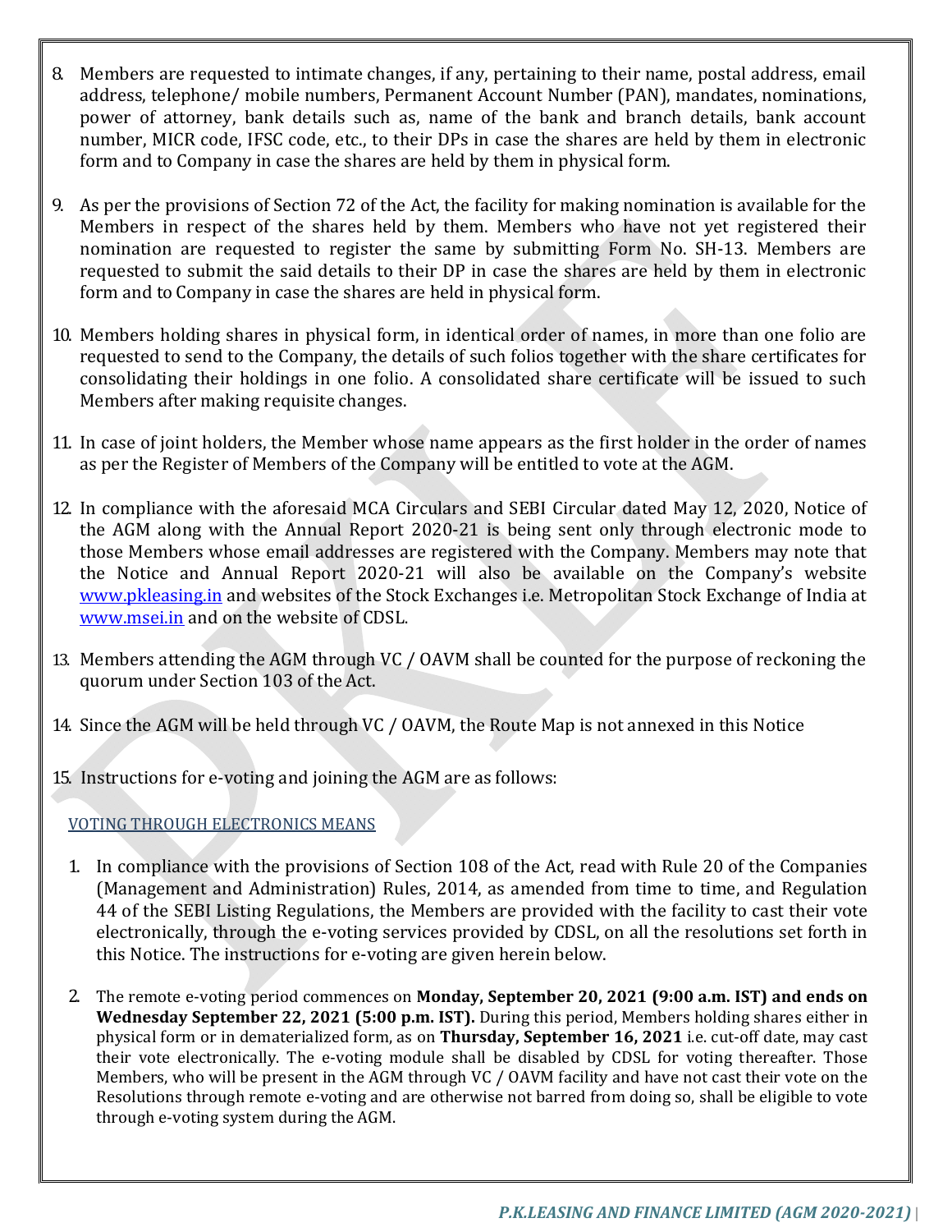8. Members are requested to intimate changes, if any, pertaining to their name, postal address, email address, telephone/ mobile numbers, Permanent Account Number (PAN), mandates, nominations, power of attorney, bank details such as, name of the bank and branch details, bank account number, MICR code, IFSC code, etc., to their DPs in case the shares are held by them in electronic form and to Company in case the shares are held by them in physical form.

9. As per the provisions of Section 72 of the Act, the facility for making nomination is available for the Members in respect of the shares held by them. Members who have not yet registered their nomination are requested to register the same by submitting Form No. SH-13. Members are requested to submit the said details to their DP in case the shares are held by them in electronic form and to Company in case the shares are held in physical form.

10. Members holding shares in physical form, in identical order of names, in more than one folio are requested to send to the Company, the details of such folios together with the share certificates for consolidating their holdings in one folio. A consolidated share certificate will be issued to such Members after making requisite changes.

11. In case of joint holders, the Member whose name appears as the first holder in the order of names as per the Register of Members of the Company will be entitled to vote at the AGM.

12. In compliance with the aforesaid MCA Circulars and SEBI Circular dated May 12, 2020, Notice of the AGM along with the Annual Report 2020-21 is being sent only through electronic mode to those Members whose email addresses are registered with the Company. Members may note that the Notice and Annual Report 2020-21 will also be available on the Company's website [www.pkleasing.in](www.pkleasing.in) and websites of the Stock Exchanges i.e. Metropolitan Stock Exchange of India at [www.msei.in](www.msei.in) and on the website of CDSL.

13. Members attending the AGM through VC / OAVM shall be counted for the purpose of reckoning the quorum under Section 103 of the Act.

14. Since the AGM will be held through VC / OAVM, the Route Map is not annexed in this Notice

15. Instructions for e-voting and joining the AGM are as follows:

VOTING THROUGH ELECTRONICS MEANS

1. In compliance with the provisions of Section 108 of the Act, read with Rule 20 of the Companies (Management and Administration) Rules, 2014, as amended from time to time, and Regulation 44 of the SEBI Listing Regulations, the Members are provided with the facility to cast their vote electronically, through the e-voting services provided by CDSL, on all the resolutions set forth in this Notice. The instructions for e-voting are given herein below.

2. The remote e-voting period commences on **Monday, September 20, 2021 (9:00 a.m. IST) and ends on Wednesday September 22, 2021 (5:00 p.m. IST).** During this period, Members holding shares either in physical form or in dematerialized form, as on **Thursday, September 16, 2021** i.e. cut-off date, may cast their vote electronically. The e-voting module shall be disabled by CDSL for voting thereafter. Those Members, who will be present in the AGM through VC / OAVM facility and have not cast their vote on the Resolutions through remote e-voting and are otherwise not barred from doing so, shall be eligible to vote through e-voting system during the AGM.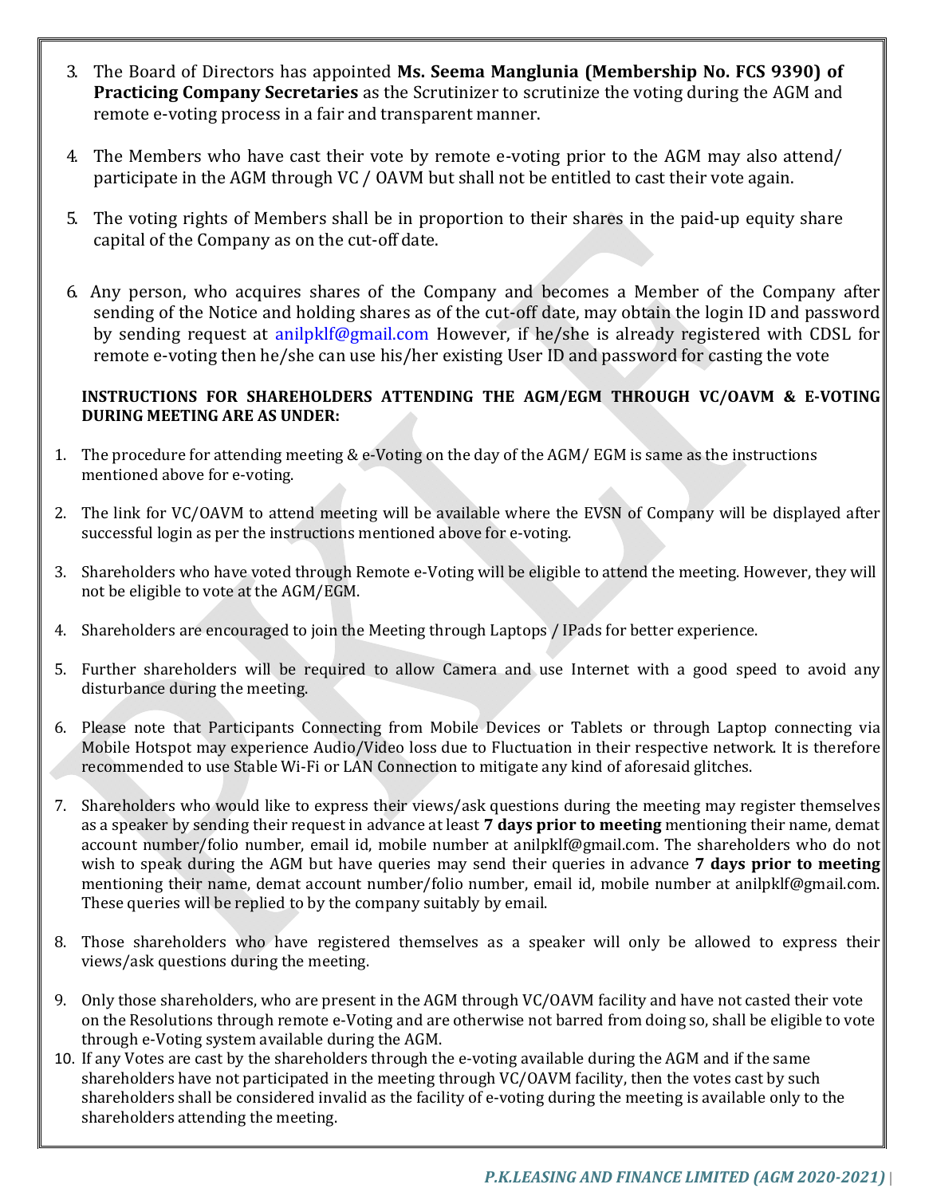3. The Board of Directors has appointed **Ms. Seema Manglunia (Membership No. FCS 9390) of Practicing Company Secretaries** as the Scrutinizer to scrutinize the voting during the AGM and remote e-voting process in a fair and transparent manner.

4. The Members who have cast their vote by remote e-voting prior to the AGM may also attend/ participate in the AGM through VC / OAVM but shall not be entitled to cast their vote again.

5. The voting rights of Members shall be in proportion to their shares in the paid-up equity share capital of the Company as on the cut-off date.

6. Any person, who acquires shares of the Company and becomes a Member of the Company after sending of the Notice and holding shares as of the cut-off date, may obtain the login ID and password by sending request at anilpklf@gmail.com However, if he/she is already registered with CDSL for remote e-voting then he/she can use his/her existing User ID and password for casting the vote

**INSTRUCTIONS FOR SHAREHOLDERS ATTENDING THE AGM/EGM THROUGH VC/OAVM & E-VOTING DURING MEETING ARE AS UNDER:**

1. The procedure for attending meeting & e-Voting on the day of the AGM/ EGM is same as the instructions mentioned above for e-voting.

2. The link for VC/OAVM to attend meeting will be available where the EVSN of Company will be displayed after successful login as per the instructions mentioned above for e-voting.

3. Shareholders who have voted through Remote e-Voting will be eligible to attend the meeting. However, they will not be eligible to vote at the AGM/EGM.

4. Shareholders are encouraged to join the Meeting through Laptops / IPads for better experience.

5. Further shareholders will be required to allow Camera and use Internet with a good speed to avoid any disturbance during the meeting.

6. Please note that Participants Connecting from Mobile Devices or Tablets or through Laptop connecting via Mobile Hotspot may experience Audio/Video loss due to Fluctuation in their respective network. It is therefore recommended to use Stable Wi-Fi or LAN Connection to mitigate any kind of aforesaid glitches.

7. Shareholders who would like to express their views/ask questions during the meeting may register themselves as a speaker by sending their request in advance at least **7 days prior to meeting** mentioning their name, demat account number/folio number, email id, mobile number at anilpklf@gmail.com. The shareholders who do not wish to speak during the AGM but have queries may send their queries in advance **7 days prior to meeting** mentioning their name, demat account number/folio number, email id, mobile number at anilpklf@gmail.com. These queries will be replied to by the company suitably by email.

8. Those shareholders who have registered themselves as a speaker will only be allowed to express their views/ask questions during the meeting.

9. Only those shareholders, who are present in the AGM through VC/OAVM facility and have not casted their vote on the Resolutions through remote e-Voting and are otherwise not barred from doing so, shall be eligible to vote through e-Voting system available during the AGM.

10. If any Votes are cast by the shareholders through the e-voting available during the AGM and if the same shareholders have not participated in the meeting through VC/OAVM facility, then the votes cast by such shareholders shall be considered invalid as the facility of e-voting during the meeting is available only to the shareholders attending the meeting.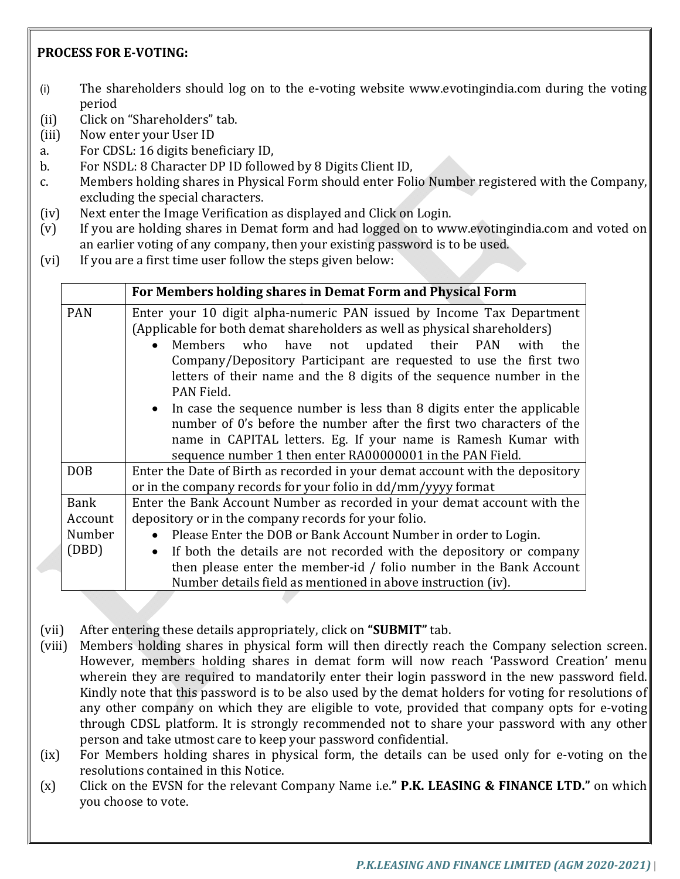**PROCESS FOR E-VOTING:**

(i) The shareholders should log on to the e-voting website www.evotingindia.com during the voting period

(ii) Click on "Shareholders" tab.

(iii) Now enter your User ID

a. For CDSL: 16 digits beneficiary ID,

b. For NSDL: 8 Character DP ID followed by 8 Digits Client ID,

c. Members holding shares in Physical Form should enter Folio Number registered with the Company, excluding the special characters.

(iv) Next enter the Image Verification as displayed and Click on Login.

(v) If you are holding shares in Demat form and had logged on to www.evotingindia.com and voted on an earlier voting of any company, then your existing password is to be used.

(vi) If you are a first time user follow the steps given below:

| | **For Members holding shares in Demat Form and Physical Form** |
|---|---|
| PAN | Enter your 10 digit alpha-numeric PAN issued by Income Tax Department (Applicable for both demat shareholders as well as physical shareholders)<br>• Members who have not updated their PAN with the Company/Depository Participant are requested to use the first two letters of their name and the 8 digits of the sequence number in the PAN Field.<br>• In case the sequence number is less than 8 digits enter the applicable number of 0's before the number after the first two characters of the name in CAPITAL letters. Eg. If your name is Ramesh Kumar with sequence number 1 then enter RA00000001 in the PAN Field. |
| DOB | Enter the Date of Birth as recorded in your demat account with the depository or in the company records for your folio in dd/mm/yyyy format |
| Bank Account Number (DBD) | Enter the Bank Account Number as recorded in your demat account with the depository or in the company records for your folio.<br>• Please Enter the DOB or Bank Account Number in order to Login.<br>• If both the details are not recorded with the depository or company then please enter the member-id / folio number in the Bank Account Number details field as mentioned in above instruction (iv). |

(vii) After entering these details appropriately, click on **"SUBMIT"** tab.

(viii) Members holding shares in physical form will then directly reach the Company selection screen. However, members holding shares in demat form will now reach 'Password Creation' menu wherein they are required to mandatorily enter their login password in the new password field. Kindly note that this password is to be also used by the demat holders for voting for resolutions of any other company on which they are eligible to vote, provided that company opts for e-voting through CDSL platform. It is strongly recommended not to share your password with any other person and take utmost care to keep your password confidential.

(ix) For Members holding shares in physical form, the details can be used only for e-voting on the resolutions contained in this Notice.

(x) Click on the EVSN for the relevant Company Name i.e.**" P.K. LEASING & FINANCE LTD."** on which you choose to vote.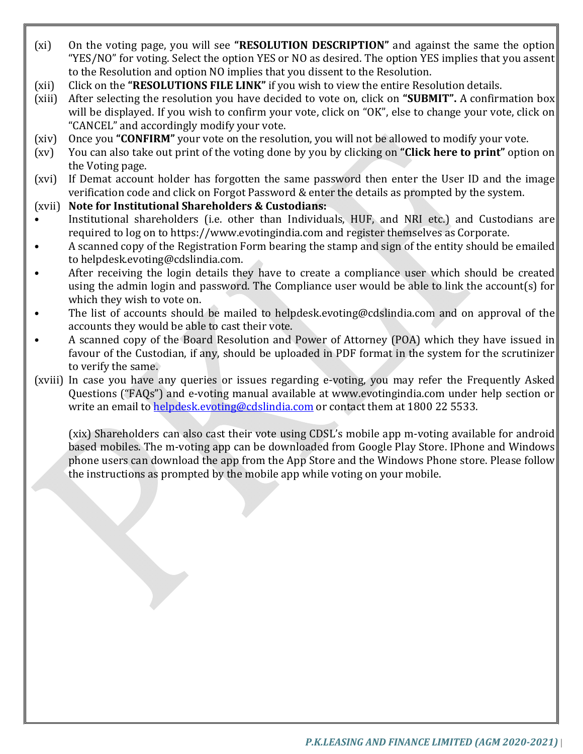(xi) On the voting page, you will see **"RESOLUTION DESCRIPTION"** and against the same the option "YES/NO" for voting. Select the option YES or NO as desired. The option YES implies that you assent to the Resolution and option NO implies that you dissent to the Resolution.

(xii) Click on the **"RESOLUTIONS FILE LINK"** if you wish to view the entire Resolution details.

(xiii) After selecting the resolution you have decided to vote on, click on **"SUBMIT".** A confirmation box will be displayed. If you wish to confirm your vote, click on "OK", else to change your vote, click on "CANCEL" and accordingly modify your vote.

(xiv) Once you **"CONFIRM"** your vote on the resolution, you will not be allowed to modify your vote.

(xv) You can also take out print of the voting done by you by clicking on **"Click here to print"** option on the Voting page.

(xvi) If Demat account holder has forgotten the same password then enter the User ID and the image verification code and click on Forgot Password & enter the details as prompted by the system.

(xvii) **Note for Institutional Shareholders & Custodians:**

- Institutional shareholders (i.e. other than Individuals, HUF, and NRI etc.) and Custodians are required to log on to https://www.evotingindia.com and register themselves as Corporate.
- A scanned copy of the Registration Form bearing the stamp and sign of the entity should be emailed to helpdesk.evoting@cdslindia.com.
- After receiving the login details they have to create a compliance user which should be created using the admin login and password. The Compliance user would be able to link the account(s) for which they wish to vote on.
- The list of accounts should be mailed to helpdesk.evoting@cdslindia.com and on approval of the accounts they would be able to cast their vote.
- A scanned copy of the Board Resolution and Power of Attorney (POA) which they have issued in favour of the Custodian, if any, should be uploaded in PDF format in the system for the scrutinizer to verify the same.

(xviii) In case you have any queries or issues regarding e-voting, you may refer the Frequently Asked Questions ("FAQs") and e-voting manual available at www.evotingindia.com under help section or write an email to helpdesk.evoting@cdslindia.com or contact them at 1800 22 5533.

(xix) Shareholders can also cast their vote using CDSL's mobile app m-voting available for android based mobiles. The m-voting app can be downloaded from Google Play Store. IPhone and Windows phone users can download the app from the App Store and the Windows Phone store. Please follow the instructions as prompted by the mobile app while voting on your mobile.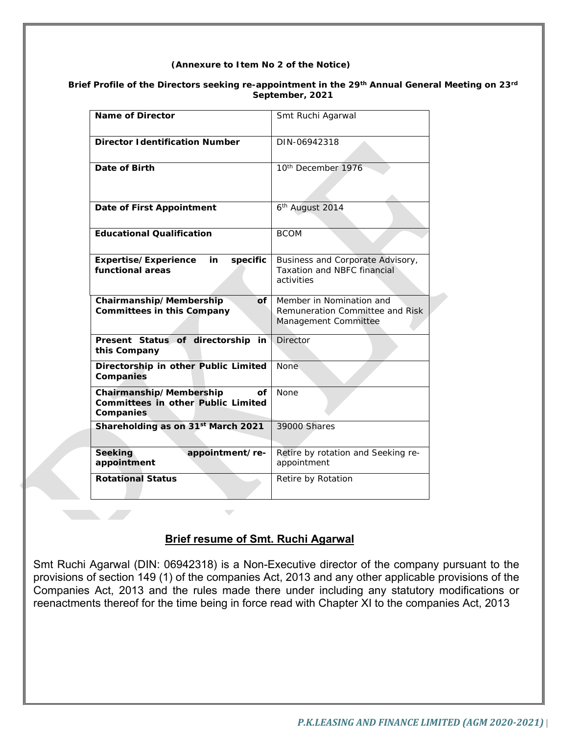**(Annexure to Item No 2 of the Notice)**

**Brief Profile of the Directors seeking re-appointment in the 29th Annual General Meeting on 23rd September, 2021**

| | |
|---|---|
| **Name of Director** | Smt Ruchi Agarwal |
| **Director Identification Number** | DIN-06942318 |
| **Date of Birth** | 10th December 1976 |
| **Date of First Appointment** | 6th August 2014 |
| **Educational Qualification** | BCOM |
| **Expertise/Experience in specific functional areas** | Business and Corporate Advisory, Taxation and NBFC financial activities |
| **Chairmanship/Membership of Committees in this Company** | Member in Nomination and Remuneration Committee and Risk Management Committee |
| **Present Status of directorship in this Company** | Director |
| **Directorship in other Public Limited Companies** | None |
| **Chairmanship/Membership of Committees in other Public Limited Companies** | None |
| **Shareholding as on 31st March 2021** | 39000 Shares |
| **Seeking appointment/re-appointment** | Retire by rotation and Seeking re-appointment |
| **Rotational Status** | Retire by Rotation |

## Brief resume of Smt. Ruchi Agarwal

Smt Ruchi Agarwal (DIN: 06942318) is a Non-Executive director of the company pursuant to the provisions of section 149 (1) of the companies Act, 2013 and any other applicable provisions of the Companies Act, 2013 and the rules made there under including any statutory modifications or reenactments thereof for the time being in force read with Chapter XI to the companies Act, 2013